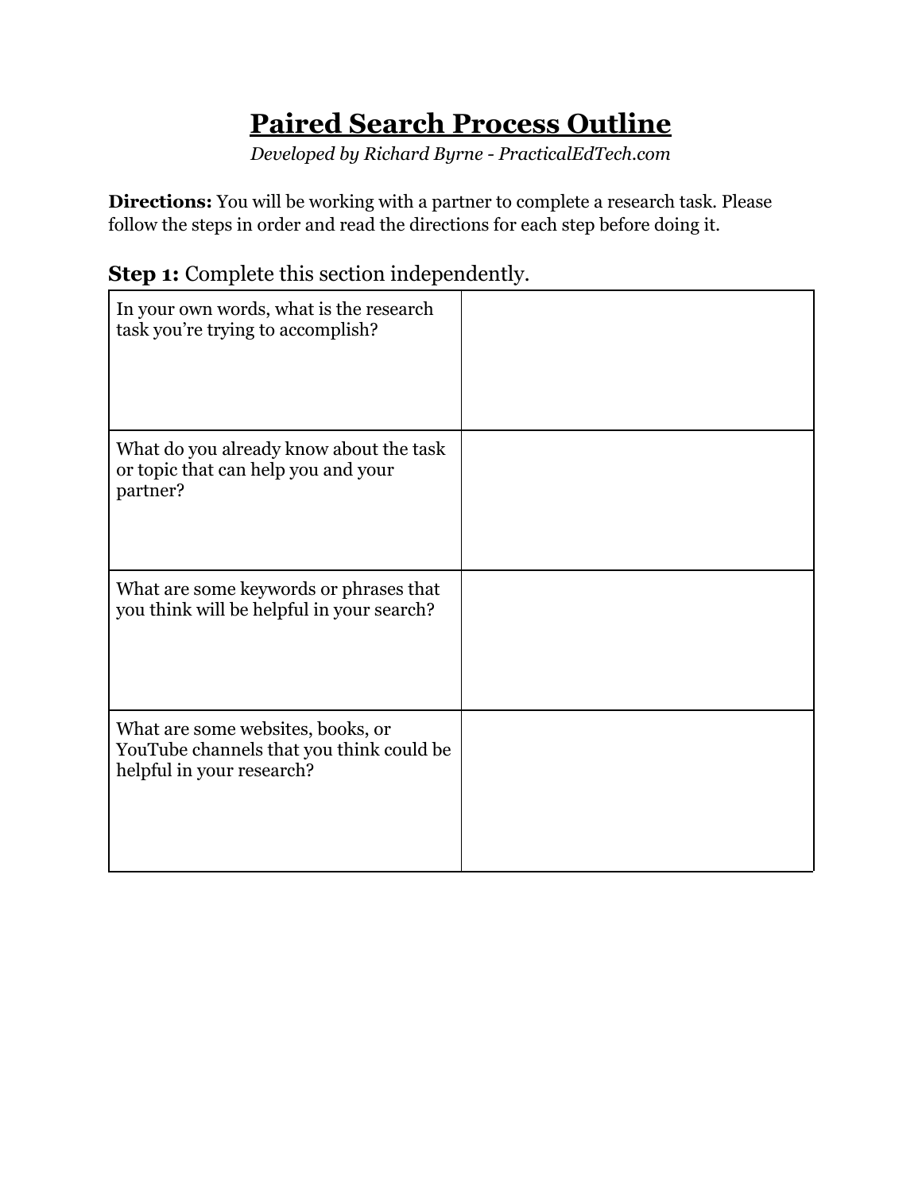# Paired Search Process Outline

*Developed by Richard Byrne - PracticalEdTech.com*

**Directions:** You will be working with a partner to complete a research task. Please follow the steps in order and read the directions for each step before doing it.

## **Step 1:** Complete this section independently.

| | |
|---|---|
| In your own words, what is the research task you're trying to accomplish? | |
| What do you already know about the task or topic that can help you and your partner? | |
| What are some keywords or phrases that you think will be helpful in your search? | |
| What are some websites, books, or YouTube channels that you think could be helpful in your research? | |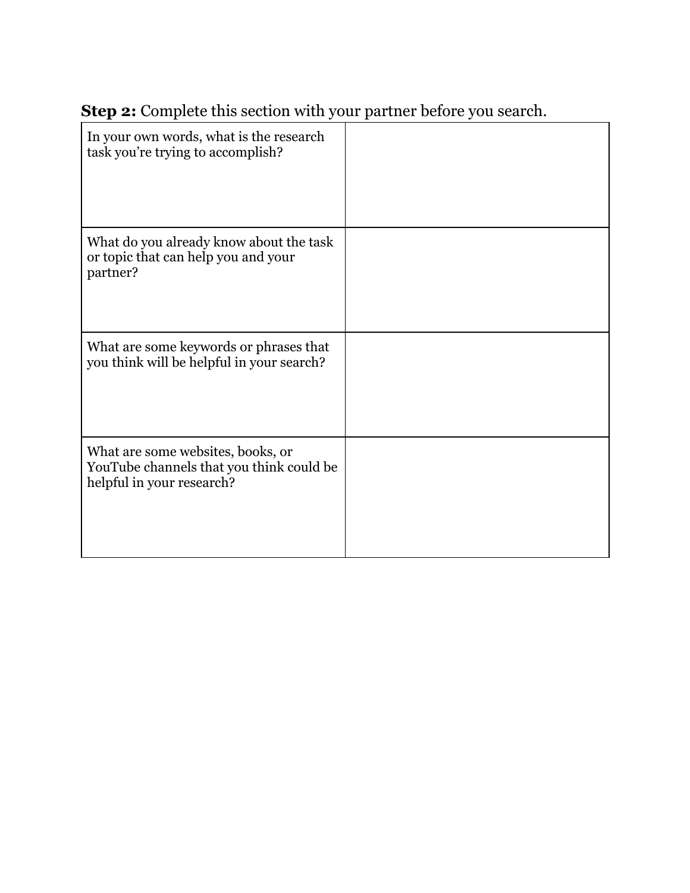**Step 2:** Complete this section with your partner before you search.

| | |
|---|---|
| In your own words, what is the research task you're trying to accomplish? | |
| What do you already know about the task or topic that can help you and your partner? | |
| What are some keywords or phrases that you think will be helpful in your search? | |
| What are some websites, books, or YouTube channels that you think could be helpful in your research? | |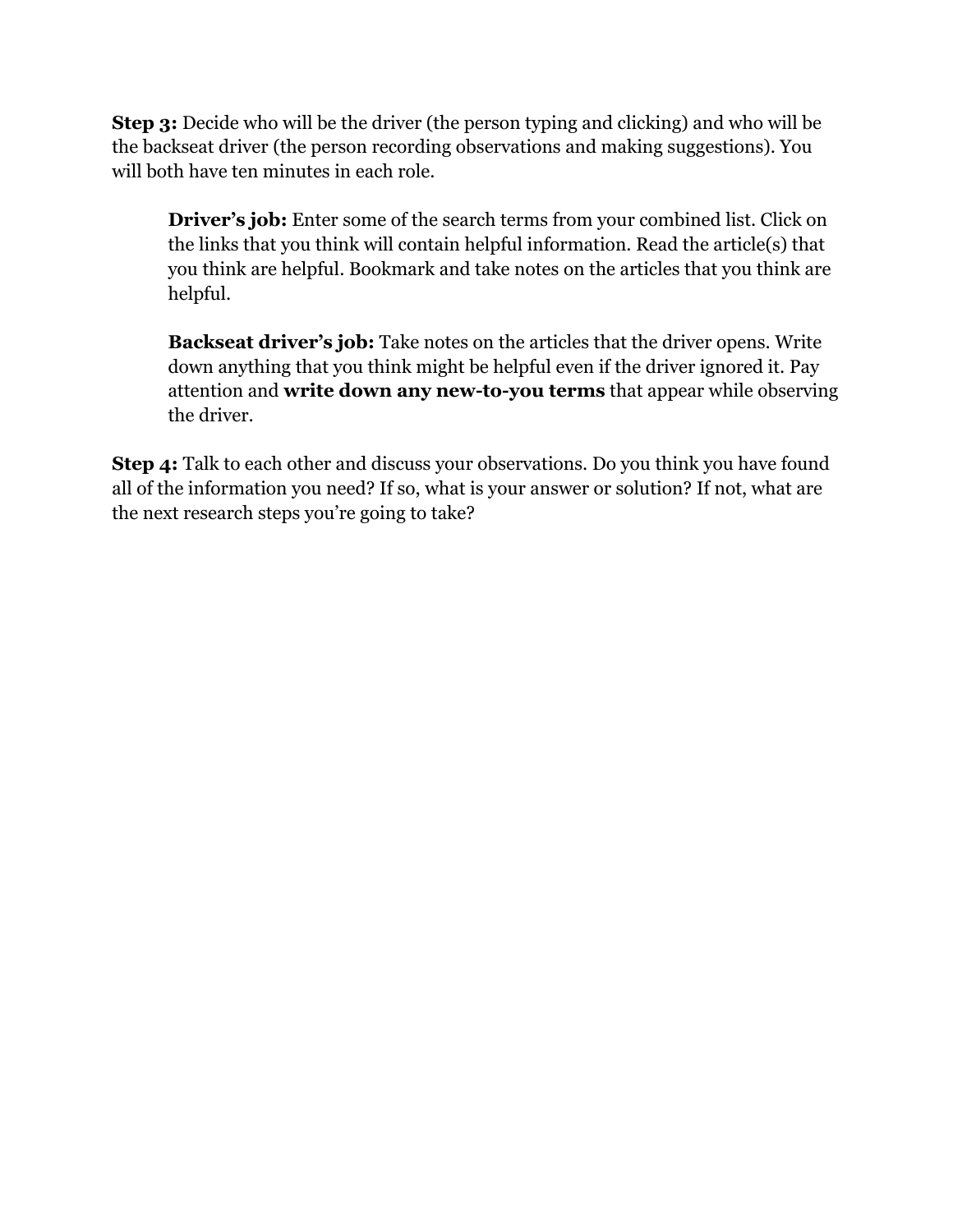**Step 3:** Decide who will be the driver (the person typing and clicking) and who will be the backseat driver (the person recording observations and making suggestions). You will both have ten minutes in each role.

> **Driver's job:** Enter some of the search terms from your combined list. Click on the links that you think will contain helpful information. Read the article(s) that you think are helpful. Bookmark and take notes on the articles that you think are helpful.
>
> **Backseat driver's job:** Take notes on the articles that the driver opens. Write down anything that you think might be helpful even if the driver ignored it. Pay attention and **write down any new-to-you terms** that appear while observing the driver.

**Step 4:** Talk to each other and discuss your observations. Do you think you have found all of the information you need? If so, what is your answer or solution? If not, what are the next research steps you're going to take?